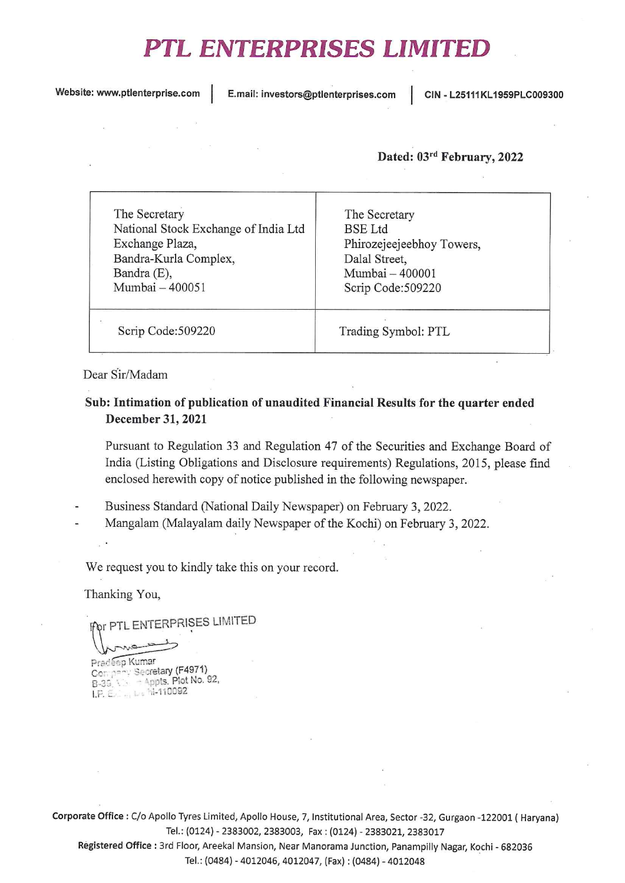# PTL ENTERPRISES LIMITED

Website: www.ptlenterprise.com | E.mail: investors@ptlenterprises.com | CIN - L25111KL1959PLC009300

**Dated: 03rd February, 2022**

| The Secretary<br>National Stock Exchange of India Ltd<br>Exchange Plaza,<br>Bandra-Kurla Complex,<br>Bandra (E),<br>Mumbai – 400051 | The Secretary<br>BSE Ltd<br>Phirozejeejeebhoy Towers,<br>Dalal Street,<br>Mumbai – 400001<br>Scrip Code:509220 |
|---|---|
| Scrip Code:509220 | Trading Symbol: PTL |

Dear Sir/Madam

**Sub: Intimation of publication of unaudited Financial Results for the quarter ended December 31, 2021**

Pursuant to Regulation 33 and Regulation 47 of the Securities and Exchange Board of India (Listing Obligations and Disclosure requirements) Regulations, 2015, please find enclosed herewith copy of notice published in the following newspaper.

- Business Standard (National Daily Newspaper) on February 3, 2022.
- Mangalam (Malayalam daily Newspaper of the Kochi) on February 3, 2022.

We request you to kindly take this on your record.

Thanking You,

For PTL ENTERPRISES LIMITED

Pradeep Kumar
Company Secretary (F4971)
B-33, ... Appts. Plot No. 92,
I.P. E... Delhi-110092

**Corporate Office :** C/o Apollo Tyres Limited, Apollo House, 7, Institutional Area, Sector -32, Gurgaon -122001 ( Haryana)
Tel.: (0124) - 2383002, 2383003, Fax : (0124) - 2383021, 2383017

**Registered Office :** 3rd Floor, Areekal Mansion, Near Manorama Junction, Panampilly Nagar, Kochi - 682036
Tel.: (0484) - 4012046, 4012047, (Fax) : (0484) - 4012048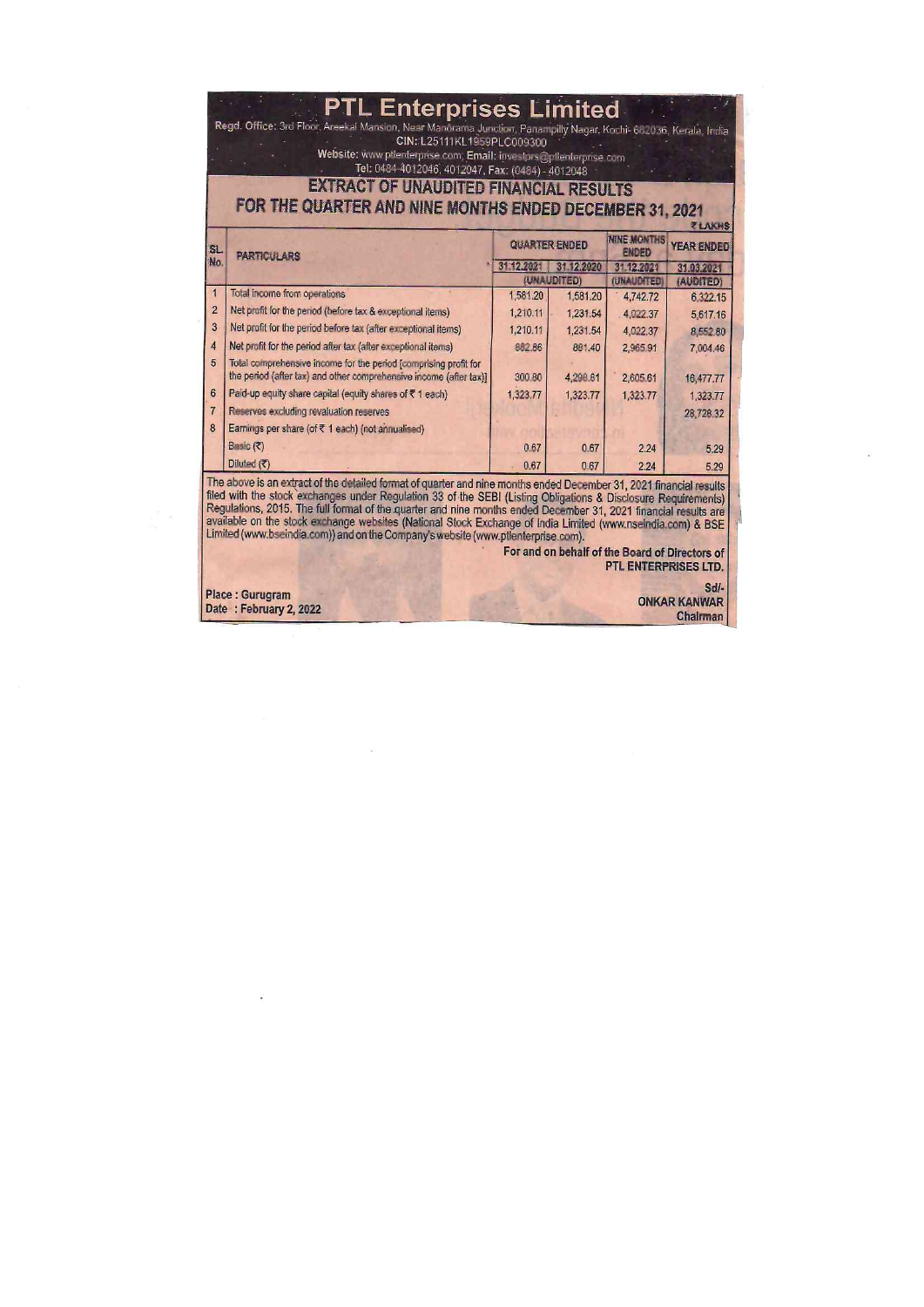# PTL Enterprises Limited

Regd. Office: 3rd Floor, Areekal Mansion, Near Manorama Junction, Panampilly Nagar, Kochi- 682036, Kerala, India
CIN: L25111KL1959PLC009300
Website: www.ptlenterprise.com; Email: investors@ptlenterprise.com
Tel: 0484-4012046, 4012047, Fax: (0484) - 4012048

## EXTRACT OF UNAUDITED FINANCIAL RESULTS FOR THE QUARTER AND NINE MONTHS ENDED DECEMBER 31, 2021

₹ LAKHS

| SL. No. | PARTICULARS | QUARTER ENDED | | NINE MONTHS ENDED | YEAR ENDED |
|---|---|---|---|---|---|
| | | 31.12.2021 | 31.12.2020 | 31.12.2021 | 31.03.2021 |
| | | (UNAUDITED) | | (UNAUDITED) | (AUDITED) |
| 1 | Total income from operations | 1,581.20 | 1,581.20 | 4,742.72 | 6,322.15 |
| 2 | Net profit for the period (before tax & exceptional items) | 1,210.11 | 1,231.54 | 4,022.37 | 5,617.16 |
| 3 | Net profit for the period before tax (after exceptional items) | 1,210.11 | 1,231.54 | 4,022.37 | 8,552.80 |
| 4 | Net profit for the period after tax (after exceptional items) | 882.86 | 881.40 | 2,965.91 | 7,004.46 |
| 5 | Total comprehensive income for the period [comprising profit for the period (after tax) and other comprehensive income (after tax)] | 300.80 | 4,299.61 | 2,605.61 | 16,477.77 |
| 6 | Paid-up equity share capital (equity shares of ₹ 1 each) | 1,323.77 | 1,323.77 | 1,323.77 | 1,323.77 |
| 7 | Reserves excluding revaluation reserves | | | | 28,728.32 |
| 8 | Earnings per share (of ₹ 1 each) (not annualised) | | | | |
| | Basic (₹) | 0.67 | 0.67 | 2.24 | 5.29 |
| | Diluted (₹) | 0.67 | 0.67 | 2.24 | 5.29 |

The above is an extract of the detailed format of quarter and nine months ended December 31, 2021 financial results filed with the stock exchanges under Regulation 33 of the SEBI (Listing Obligations & Disclosure Requirements) Regulations, 2015. The full format of the quarter and nine months ended December 31, 2021 financial results are available on the stock exchange websites (National Stock Exchange of India Limited (www.nseindia.com) & BSE Limited (www.bseindia.com)) and on the Company's website (www.ptlenterprise.com).

For and on behalf of the Board of Directors of
**PTL ENTERPRISES LTD.**

Sd/-
**ONKAR KANWAR**
**Chairman**

**Place : Gurugram**
**Date : February 2, 2022**